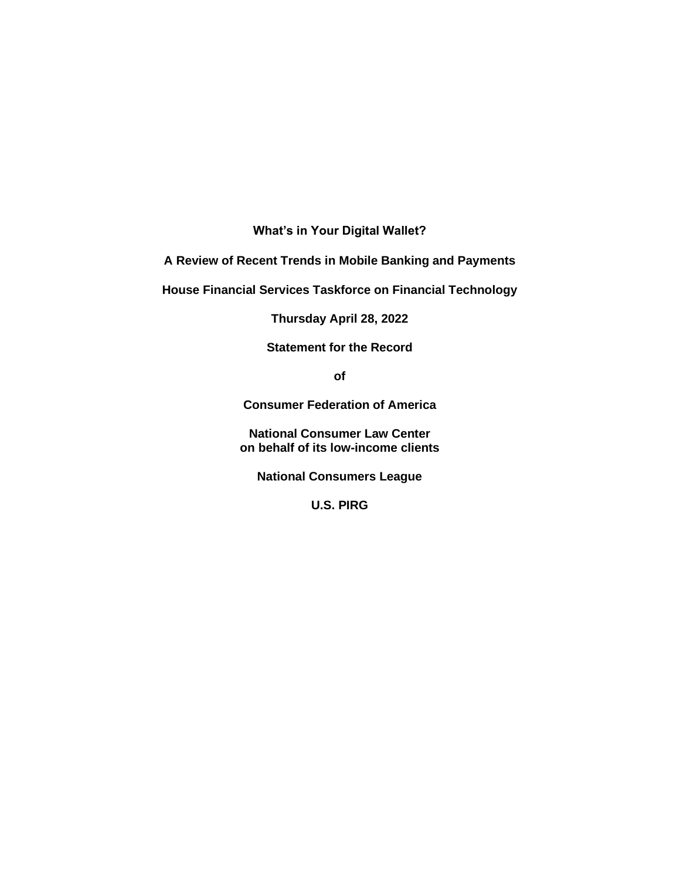**What's in Your Digital Wallet?**

**A Review of Recent Trends in Mobile Banking and Payments**

**House Financial Services Taskforce on Financial Technology**

**Thursday April 28, 2022**

**Statement for the Record**

**of**

**Consumer Federation of America**

**National Consumer Law Center**
**on behalf of its low-income clients**

**National Consumers League**

**U.S. PIRG**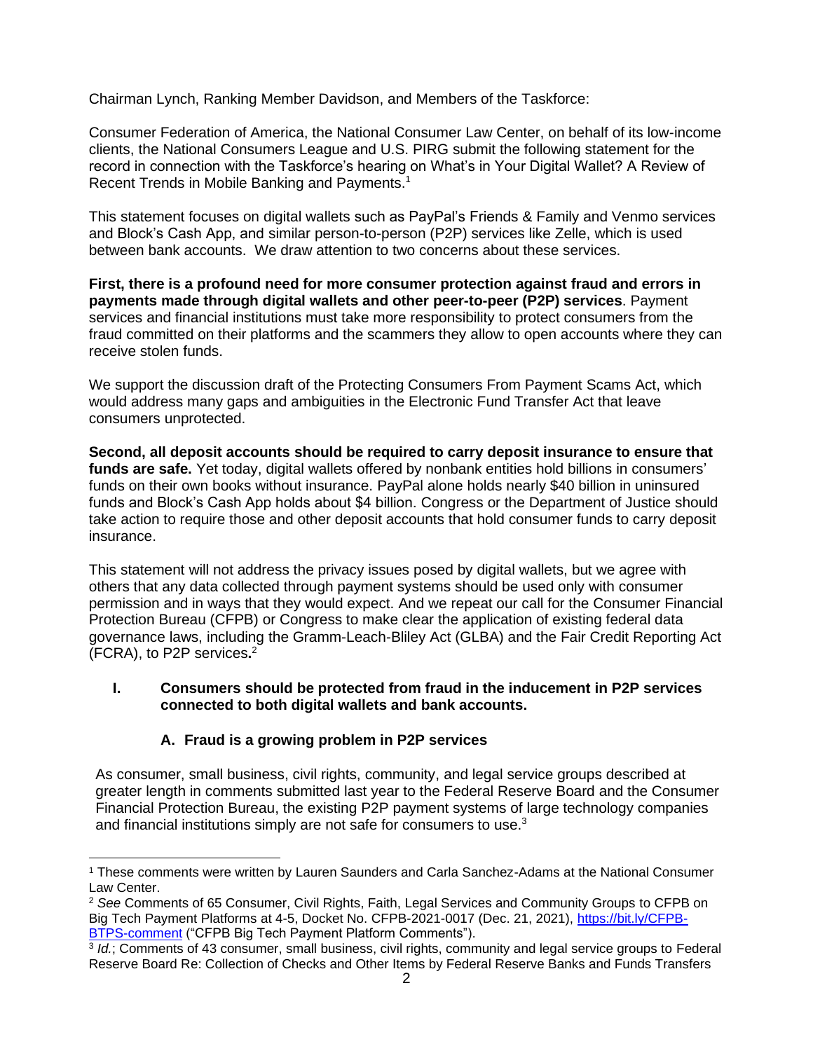Chairman Lynch, Ranking Member Davidson, and Members of the Taskforce:

Consumer Federation of America, the National Consumer Law Center, on behalf of its low-income clients, the National Consumers League and U.S. PIRG submit the following statement for the record in connection with the Taskforce's hearing on What's in Your Digital Wallet? A Review of Recent Trends in Mobile Banking and Payments.[1]

This statement focuses on digital wallets such as PayPal's Friends & Family and Venmo services and Block's Cash App, and similar person-to-person (P2P) services like Zelle, which is used between bank accounts. We draw attention to two concerns about these services.

**First, there is a profound need for more consumer protection against fraud and errors in payments made through digital wallets and other peer-to-peer (P2P) services**. Payment services and financial institutions must take more responsibility to protect consumers from the fraud committed on their platforms and the scammers they allow to open accounts where they can receive stolen funds.

We support the discussion draft of the Protecting Consumers From Payment Scams Act, which would address many gaps and ambiguities in the Electronic Fund Transfer Act that leave consumers unprotected.

**Second, all deposit accounts should be required to carry deposit insurance to ensure that funds are safe.** Yet today, digital wallets offered by nonbank entities hold billions in consumers' funds on their own books without insurance. PayPal alone holds nearly $40 billion in uninsured funds and Block's Cash App holds about $4 billion. Congress or the Department of Justice should take action to require those and other deposit accounts that hold consumer funds to carry deposit insurance.

This statement will not address the privacy issues posed by digital wallets, but we agree with others that any data collected through payment systems should be used only with consumer permission and in ways that they would expect. And we repeat our call for the Consumer Financial Protection Bureau (CFPB) or Congress to make clear the application of existing federal data governance laws, including the Gramm-Leach-Bliley Act (GLBA) and the Fair Credit Reporting Act (FCRA), to P2P services.[2]

## I. Consumers should be protected from fraud in the inducement in P2P services connected to both digital wallets and bank accounts.

### A. Fraud is a growing problem in P2P services

As consumer, small business, civil rights, community, and legal service groups described at greater length in comments submitted last year to the Federal Reserve Board and the Consumer Financial Protection Bureau, the existing P2P payment systems of large technology companies and financial institutions simply are not safe for consumers to use.[3]

---

[1] These comments were written by Lauren Saunders and Carla Sanchez-Adams at the National Consumer Law Center.

[2] *See* Comments of 65 Consumer, Civil Rights, Faith, Legal Services and Community Groups to CFPB on Big Tech Payment Platforms at 4-5, Docket No. CFPB-2021-0017 (Dec. 21, 2021), [https://bit.ly/CFPB-BTPS-comment](https://bit.ly/CFPB-BTPS-comment) ("CFPB Big Tech Payment Platform Comments").

[3] *Id.*; Comments of 43 consumer, small business, civil rights, community and legal service groups to Federal Reserve Board Re: Collection of Checks and Other Items by Federal Reserve Banks and Funds Transfers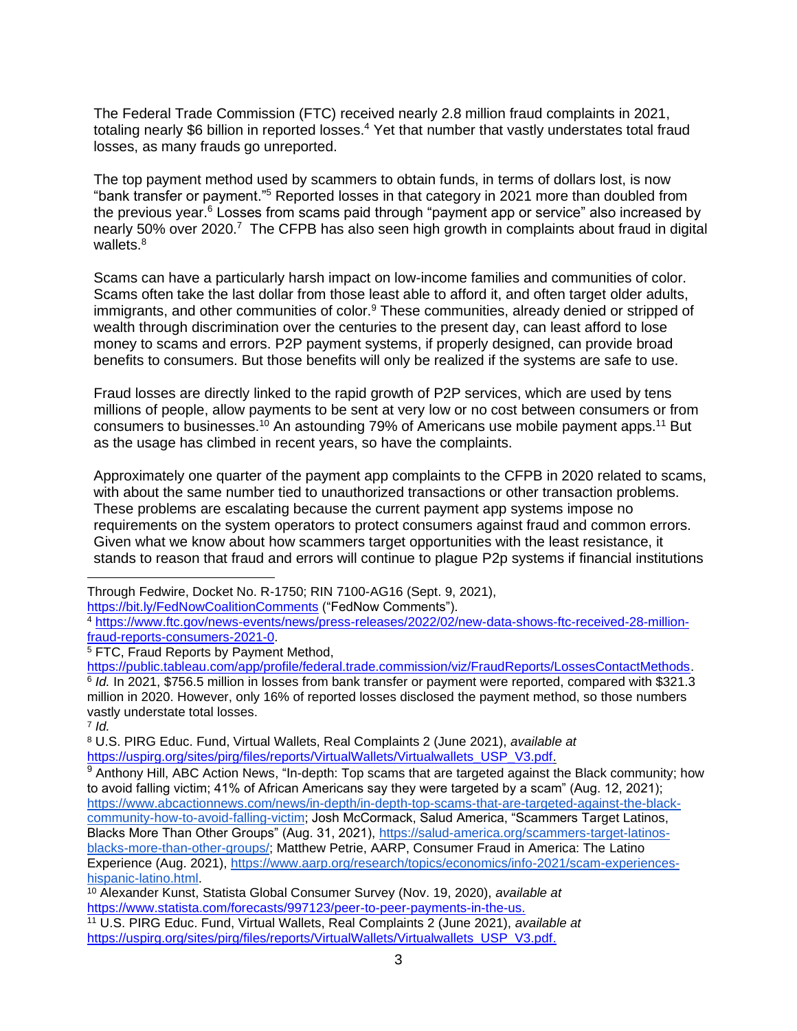The Federal Trade Commission (FTC) received nearly 2.8 million fraud complaints in 2021, totaling nearly $6 billion in reported losses.[4] Yet that number that vastly understates total fraud losses, as many frauds go unreported.

The top payment method used by scammers to obtain funds, in terms of dollars lost, is now "bank transfer or payment."[5] Reported losses in that category in 2021 more than doubled from the previous year.[6] Losses from scams paid through "payment app or service" also increased by nearly 50% over 2020.[7] The CFPB has also seen high growth in complaints about fraud in digital wallets.[8]

Scams can have a particularly harsh impact on low-income families and communities of color. Scams often take the last dollar from those least able to afford it, and often target older adults, immigrants, and other communities of color.[9] These communities, already denied or stripped of wealth through discrimination over the centuries to the present day, can least afford to lose money to scams and errors. P2P payment systems, if properly designed, can provide broad benefits to consumers. But those benefits will only be realized if the systems are safe to use.

Fraud losses are directly linked to the rapid growth of P2P services, which are used by tens millions of people, allow payments to be sent at very low or no cost between consumers or from consumers to businesses.[10] An astounding 79% of Americans use mobile payment apps.[11] But as the usage has climbed in recent years, so have the complaints.

Approximately one quarter of the payment app complaints to the CFPB in 2020 related to scams, with about the same number tied to unauthorized transactions or other transaction problems. These problems are escalating because the current payment app systems impose no requirements on the system operators to protect consumers against fraud and common errors. Given what we know about how scammers target opportunities with the least resistance, it stands to reason that fraud and errors will continue to plague P2p systems if financial institutions

---

Through Fedwire, Docket No. R-1750; RIN 7100-AG16 (Sept. 9, 2021), https://bit.ly/FedNowCoalitionComments ("FedNow Comments").

[4] https://www.ftc.gov/news-events/news/press-releases/2022/02/new-data-shows-ftc-received-28-million-fraud-reports-consumers-2021-0.

[5] FTC, Fraud Reports by Payment Method, https://public.tableau.com/app/profile/federal.trade.commission/viz/FraudReports/LossesContactMethods.

[6] *Id.* In 2021, $756.5 million in losses from bank transfer or payment were reported, compared with $321.3 million in 2020. However, only 16% of reported losses disclosed the payment method, so those numbers vastly understate total losses.

[7] *Id.*

[8] U.S. PIRG Educ. Fund, Virtual Wallets, Real Complaints 2 (June 2021), *available at* https://uspirg.org/sites/pirg/files/reports/VirtualWallets/Virtualwallets_USP_V3.pdf.

[9] Anthony Hill, ABC Action News, "In-depth: Top scams that are targeted against the Black community; how to avoid falling victim; 41% of African Americans say they were targeted by a scam" (Aug. 12, 2021); https://www.abcactionnews.com/news/in-depth/in-depth-top-scams-that-are-targeted-against-the-black-community-how-to-avoid-falling-victim; Josh McCormack, Salud America, "Scammers Target Latinos, Blacks More Than Other Groups" (Aug. 31, 2021), https://salud-america.org/scammers-target-latinos-blacks-more-than-other-groups/; Matthew Petrie, AARP, Consumer Fraud in America: The Latino Experience (Aug. 2021), https://www.aarp.org/research/topics/economics/info-2021/scam-experiences-hispanic-latino.html.

[10] Alexander Kunst, Statista Global Consumer Survey (Nov. 19, 2020), *available at* https://www.statista.com/forecasts/997123/peer-to-peer-payments-in-the-us.

[11] U.S. PIRG Educ. Fund, Virtual Wallets, Real Complaints 2 (June 2021), *available at* https://uspirg.org/sites/pirg/files/reports/VirtualWallets/Virtualwallets_USP_V3.pdf.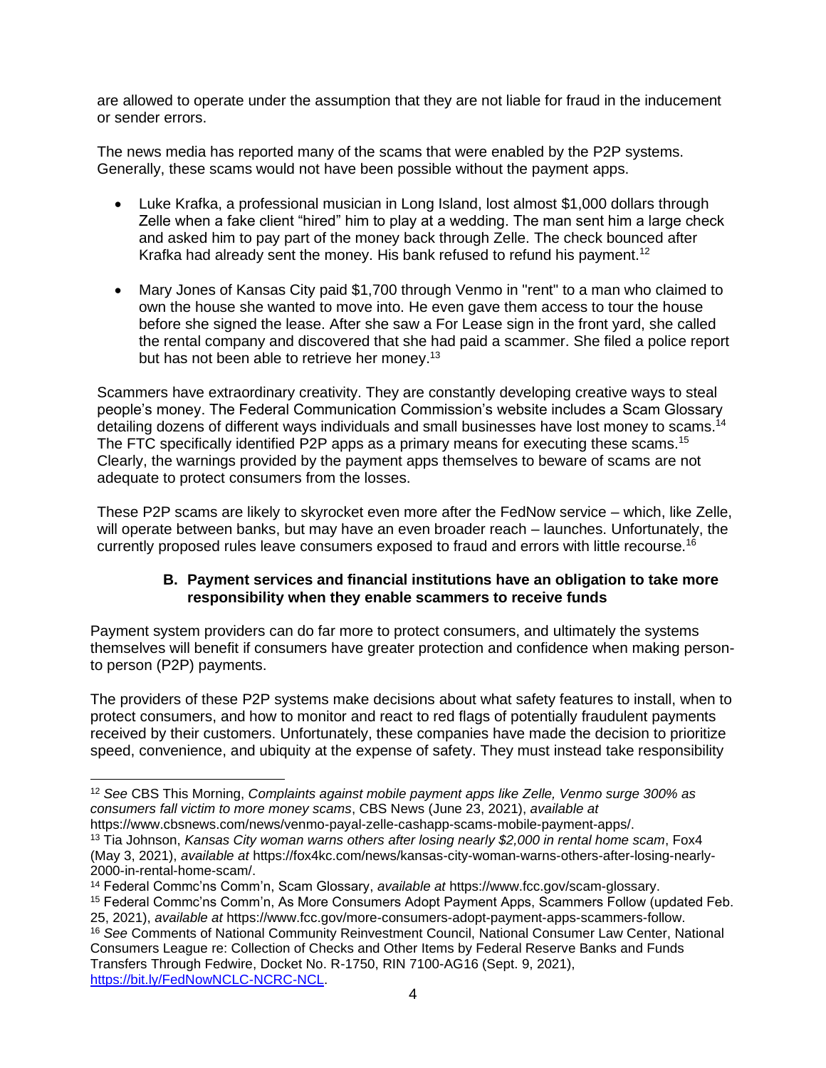are allowed to operate under the assumption that they are not liable for fraud in the inducement or sender errors.

The news media has reported many of the scams that were enabled by the P2P systems. Generally, these scams would not have been possible without the payment apps.

- Luke Krafka, a professional musician in Long Island, lost almost $1,000 dollars through Zelle when a fake client "hired" him to play at a wedding. The man sent him a large check and asked him to pay part of the money back through Zelle. The check bounced after Krafka had already sent the money. His bank refused to refund his payment.[12]

- Mary Jones of Kansas City paid $1,700 through Venmo in "rent" to a man who claimed to own the house she wanted to move into. He even gave them access to tour the house before she signed the lease. After she saw a For Lease sign in the front yard, she called the rental company and discovered that she had paid a scammer. She filed a police report but has not been able to retrieve her money.[13]

Scammers have extraordinary creativity. They are constantly developing creative ways to steal people's money. The Federal Communication Commission's website includes a Scam Glossary detailing dozens of different ways individuals and small businesses have lost money to scams.[14] The FTC specifically identified P2P apps as a primary means for executing these scams.[15] Clearly, the warnings provided by the payment apps themselves to beware of scams are not adequate to protect consumers from the losses.

These P2P scams are likely to skyrocket even more after the FedNow service – which, like Zelle, will operate between banks, but may have an even broader reach – launches. Unfortunately, the currently proposed rules leave consumers exposed to fraud and errors with little recourse.[16]

### B. Payment services and financial institutions have an obligation to take more responsibility when they enable scammers to receive funds

Payment system providers can do far more to protect consumers, and ultimately the systems themselves will benefit if consumers have greater protection and confidence when making person-to person (P2P) payments.

The providers of these P2P systems make decisions about what safety features to install, when to protect consumers, and how to monitor and react to red flags of potentially fraudulent payments received by their customers. Unfortunately, these companies have made the decision to prioritize speed, convenience, and ubiquity at the expense of safety. They must instead take responsibility

---

[12] *See* CBS This Morning, *Complaints against mobile payment apps like Zelle, Venmo surge 300% as consumers fall victim to more money scams*, CBS News (June 23, 2021), *available at* https://www.cbsnews.com/news/venmo-payal-zelle-cashapp-scams-mobile-payment-apps/.

[13] Tia Johnson, *Kansas City woman warns others after losing nearly $2,000 in rental home scam*, Fox4 (May 3, 2021), *available at* https://fox4kc.com/news/kansas-city-woman-warns-others-after-losing-nearly-2000-in-rental-home-scam/.

[14] Federal Commc'ns Comm'n, Scam Glossary, *available at* https://www.fcc.gov/scam-glossary.

[15] Federal Commc'ns Comm'n, As More Consumers Adopt Payment Apps, Scammers Follow (updated Feb. 25, 2021), *available at* https://www.fcc.gov/more-consumers-adopt-payment-apps-scammers-follow.

[16] *See* Comments of National Community Reinvestment Council, National Consumer Law Center, National Consumers League re: Collection of Checks and Other Items by Federal Reserve Banks and Funds Transfers Through Fedwire, Docket No. R-1750, RIN 7100-AG16 (Sept. 9, 2021), https://bit.ly/FedNowNCLC-NCRC-NCL.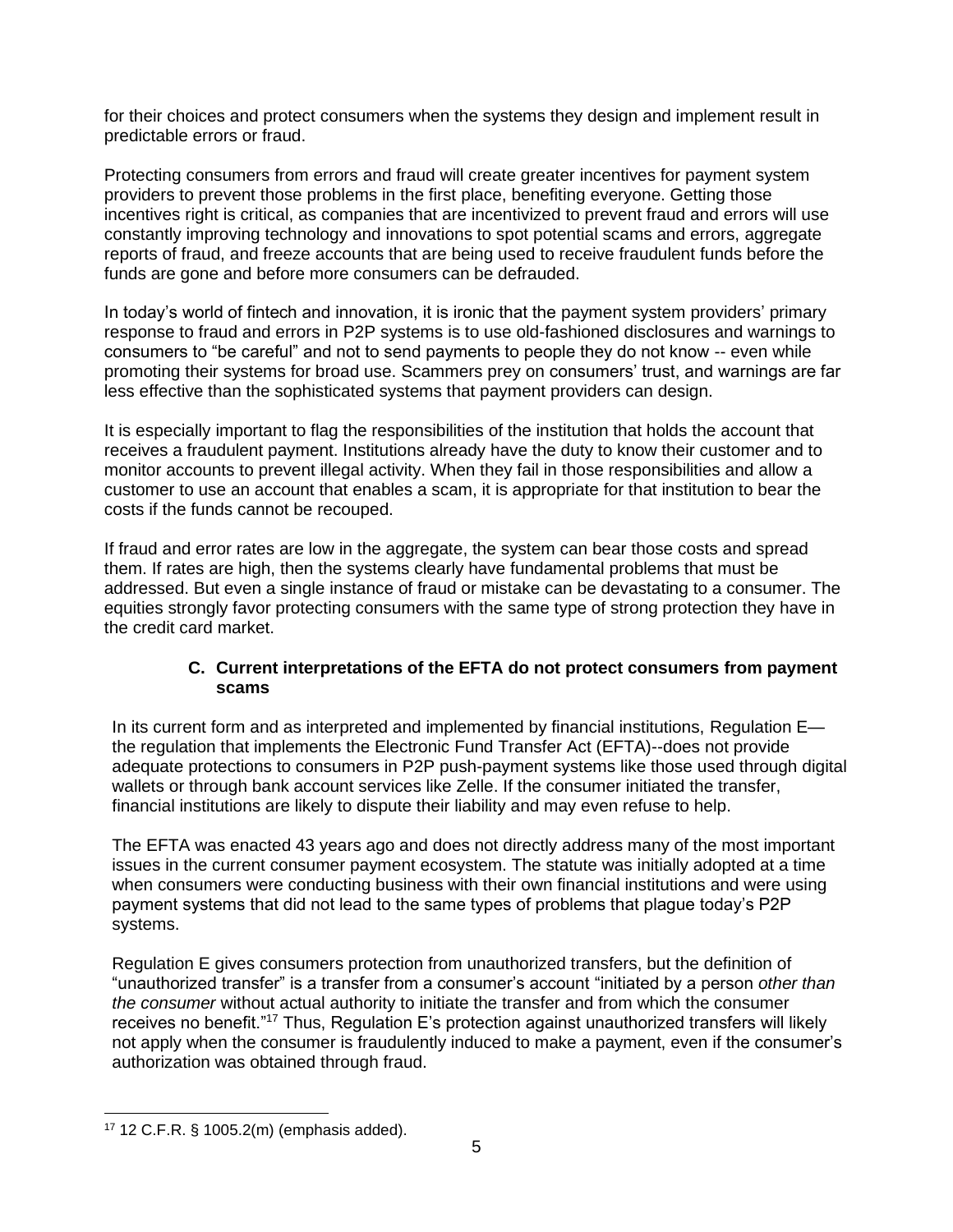for their choices and protect consumers when the systems they design and implement result in predictable errors or fraud.

Protecting consumers from errors and fraud will create greater incentives for payment system providers to prevent those problems in the first place, benefiting everyone. Getting those incentives right is critical, as companies that are incentivized to prevent fraud and errors will use constantly improving technology and innovations to spot potential scams and errors, aggregate reports of fraud, and freeze accounts that are being used to receive fraudulent funds before the funds are gone and before more consumers can be defrauded.

In today's world of fintech and innovation, it is ironic that the payment system providers' primary response to fraud and errors in P2P systems is to use old-fashioned disclosures and warnings to consumers to "be careful" and not to send payments to people they do not know -- even while promoting their systems for broad use. Scammers prey on consumers' trust, and warnings are far less effective than the sophisticated systems that payment providers can design.

It is especially important to flag the responsibilities of the institution that holds the account that receives a fraudulent payment. Institutions already have the duty to know their customer and to monitor accounts to prevent illegal activity. When they fail in those responsibilities and allow a customer to use an account that enables a scam, it is appropriate for that institution to bear the costs if the funds cannot be recouped.

If fraud and error rates are low in the aggregate, the system can bear those costs and spread them. If rates are high, then the systems clearly have fundamental problems that must be addressed. But even a single instance of fraud or mistake can be devastating to a consumer. The equities strongly favor protecting consumers with the same type of strong protection they have in the credit card market.

### C. Current interpretations of the EFTA do not protect consumers from payment scams

In its current form and as interpreted and implemented by financial institutions, Regulation E—the regulation that implements the Electronic Fund Transfer Act (EFTA)--does not provide adequate protections to consumers in P2P push-payment systems like those used through digital wallets or through bank account services like Zelle. If the consumer initiated the transfer, financial institutions are likely to dispute their liability and may even refuse to help.

The EFTA was enacted 43 years ago and does not directly address many of the most important issues in the current consumer payment ecosystem. The statute was initially adopted at a time when consumers were conducting business with their own financial institutions and were using payment systems that did not lead to the same types of problems that plague today's P2P systems.

Regulation E gives consumers protection from unauthorized transfers, but the definition of "unauthorized transfer" is a transfer from a consumer's account "initiated by a person *other than the consumer* without actual authority to initiate the transfer and from which the consumer receives no benefit."[17] Thus, Regulation E's protection against unauthorized transfers will likely not apply when the consumer is fraudulently induced to make a payment, even if the consumer's authorization was obtained through fraud.

---

[17] 12 C.F.R. § 1005.2(m) (emphasis added).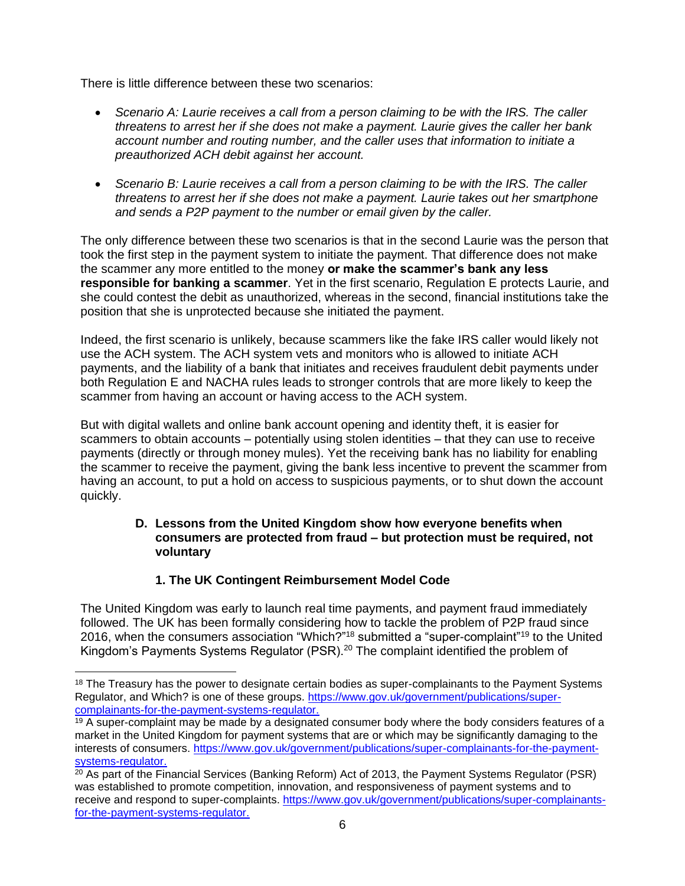There is little difference between these two scenarios:

- *Scenario A: Laurie receives a call from a person claiming to be with the IRS. The caller threatens to arrest her if she does not make a payment. Laurie gives the caller her bank account number and routing number, and the caller uses that information to initiate a preauthorized ACH debit against her account.*

- *Scenario B: Laurie receives a call from a person claiming to be with the IRS. The caller threatens to arrest her if she does not make a payment. Laurie takes out her smartphone and sends a P2P payment to the number or email given by the caller.*

The only difference between these two scenarios is that in the second Laurie was the person that took the first step in the payment system to initiate the payment. That difference does not make the scammer any more entitled to the money **or make the scammer's bank any less responsible for banking a scammer**. Yet in the first scenario, Regulation E protects Laurie, and she could contest the debit as unauthorized, whereas in the second, financial institutions take the position that she is unprotected because she initiated the payment.

Indeed, the first scenario is unlikely, because scammers like the fake IRS caller would likely not use the ACH system. The ACH system vets and monitors who is allowed to initiate ACH payments, and the liability of a bank that initiates and receives fraudulent debit payments under both Regulation E and NACHA rules leads to stronger controls that are more likely to keep the scammer from having an account or having access to the ACH system.

But with digital wallets and online bank account opening and identity theft, it is easier for scammers to obtain accounts – potentially using stolen identities – that they can use to receive payments (directly or through money mules). Yet the receiving bank has no liability for enabling the scammer to receive the payment, giving the bank less incentive to prevent the scammer from having an account, to put a hold on access to suspicious payments, or to shut down the account quickly.

### D. Lessons from the United Kingdom show how everyone benefits when consumers are protected from fraud – but protection must be required, not voluntary

#### 1. The UK Contingent Reimbursement Model Code

The United Kingdom was early to launch real time payments, and payment fraud immediately followed. The UK has been formally considering how to tackle the problem of P2P fraud since 2016, when the consumers association "Which?"[18] submitted a "super-complaint"[19] to the United Kingdom's Payments Systems Regulator (PSR).[20] The complaint identified the problem of

[18] The Treasury has the power to designate certain bodies as super-complainants to the Payment Systems Regulator, and Which? is one of these groups. https://www.gov.uk/government/publications/super-complainants-for-the-payment-systems-regulator.

[19] A super-complaint may be made by a designated consumer body where the body considers features of a market in the United Kingdom for payment systems that are or which may be significantly damaging to the interests of consumers. https://www.gov.uk/government/publications/super-complainants-for-the-payment-systems-regulator.

[20] As part of the Financial Services (Banking Reform) Act of 2013, the Payment Systems Regulator (PSR) was established to promote competition, innovation, and responsiveness of payment systems and to receive and respond to super-complaints. https://www.gov.uk/government/publications/super-complainants-for-the-payment-systems-regulator.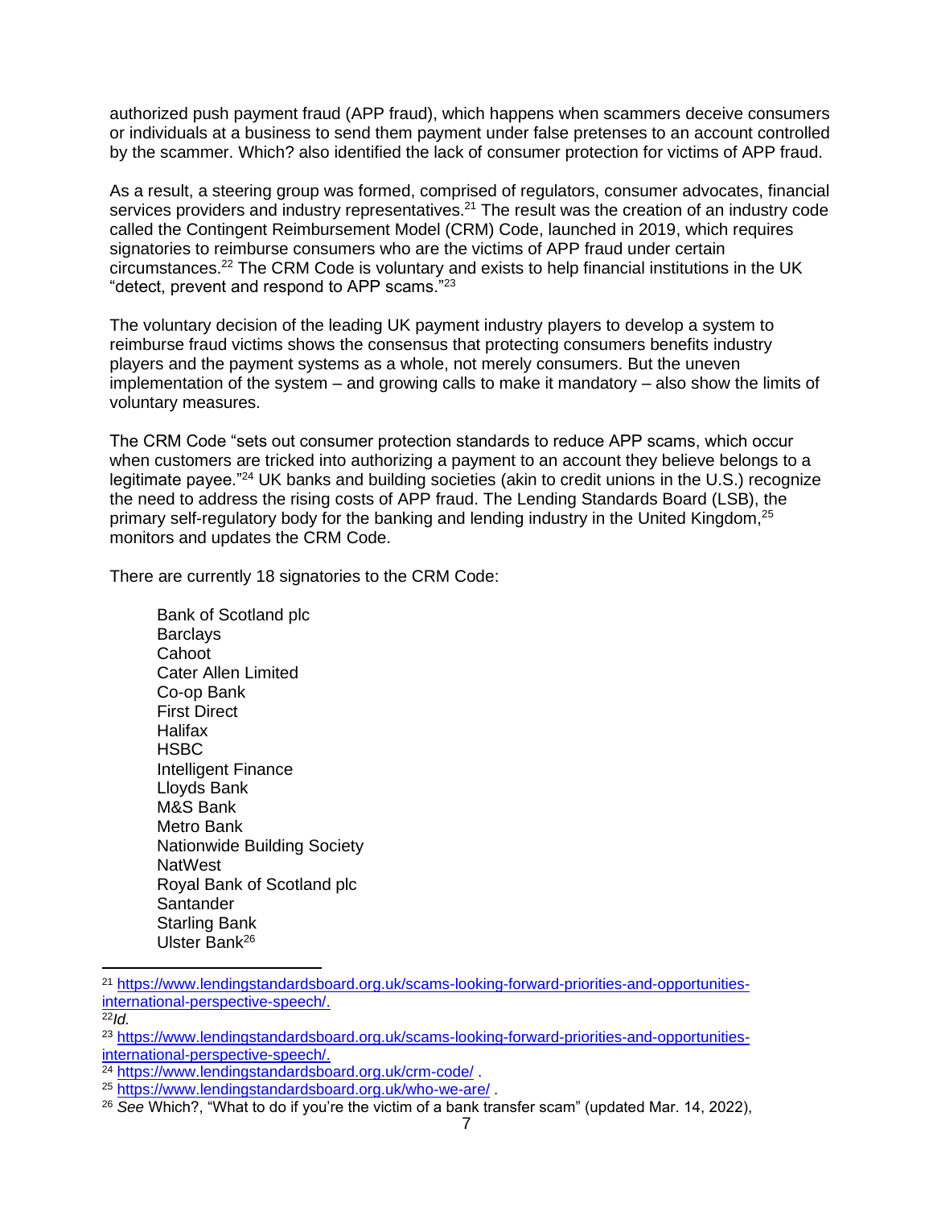authorized push payment fraud (APP fraud), which happens when scammers deceive consumers or individuals at a business to send them payment under false pretenses to an account controlled by the scammer. Which? also identified the lack of consumer protection for victims of APP fraud.

As a result, a steering group was formed, comprised of regulators, consumer advocates, financial services providers and industry representatives.[21] The result was the creation of an industry code called the Contingent Reimbursement Model (CRM) Code, launched in 2019, which requires signatories to reimburse consumers who are the victims of APP fraud under certain circumstances.[22] The CRM Code is voluntary and exists to help financial institutions in the UK "detect, prevent and respond to APP scams."[23]

The voluntary decision of the leading UK payment industry players to develop a system to reimburse fraud victims shows the consensus that protecting consumers benefits industry players and the payment systems as a whole, not merely consumers. But the uneven implementation of the system – and growing calls to make it mandatory – also show the limits of voluntary measures.

The CRM Code "sets out consumer protection standards to reduce APP scams, which occur when customers are tricked into authorizing a payment to an account they believe belongs to a legitimate payee."[24] UK banks and building societies (akin to credit unions in the U.S.) recognize the need to address the rising costs of APP fraud. The Lending Standards Board (LSB), the primary self-regulatory body for the banking and lending industry in the United Kingdom,[25] monitors and updates the CRM Code.

There are currently 18 signatories to the CRM Code:

Bank of Scotland plc
Barclays
Cahoot
Cater Allen Limited
Co-op Bank
First Direct
Halifax
HSBC
Intelligent Finance
Lloyds Bank
M&S Bank
Metro Bank
Nationwide Building Society
NatWest
Royal Bank of Scotland plc
Santander
Starling Bank
Ulster Bank[26]

---

[21] https://www.lendingstandardsboard.org.uk/scams-looking-forward-priorities-and-opportunities-international-perspective-speech/.

[22] *Id.*

[23] https://www.lendingstandardsboard.org.uk/scams-looking-forward-priorities-and-opportunities-international-perspective-speech/.

[24] https://www.lendingstandardsboard.org.uk/crm-code/ .

[25] https://www.lendingstandardsboard.org.uk/who-we-are/ .

[26] *See* Which?, "What to do if you're the victim of a bank transfer scam" (updated Mar. 14, 2022),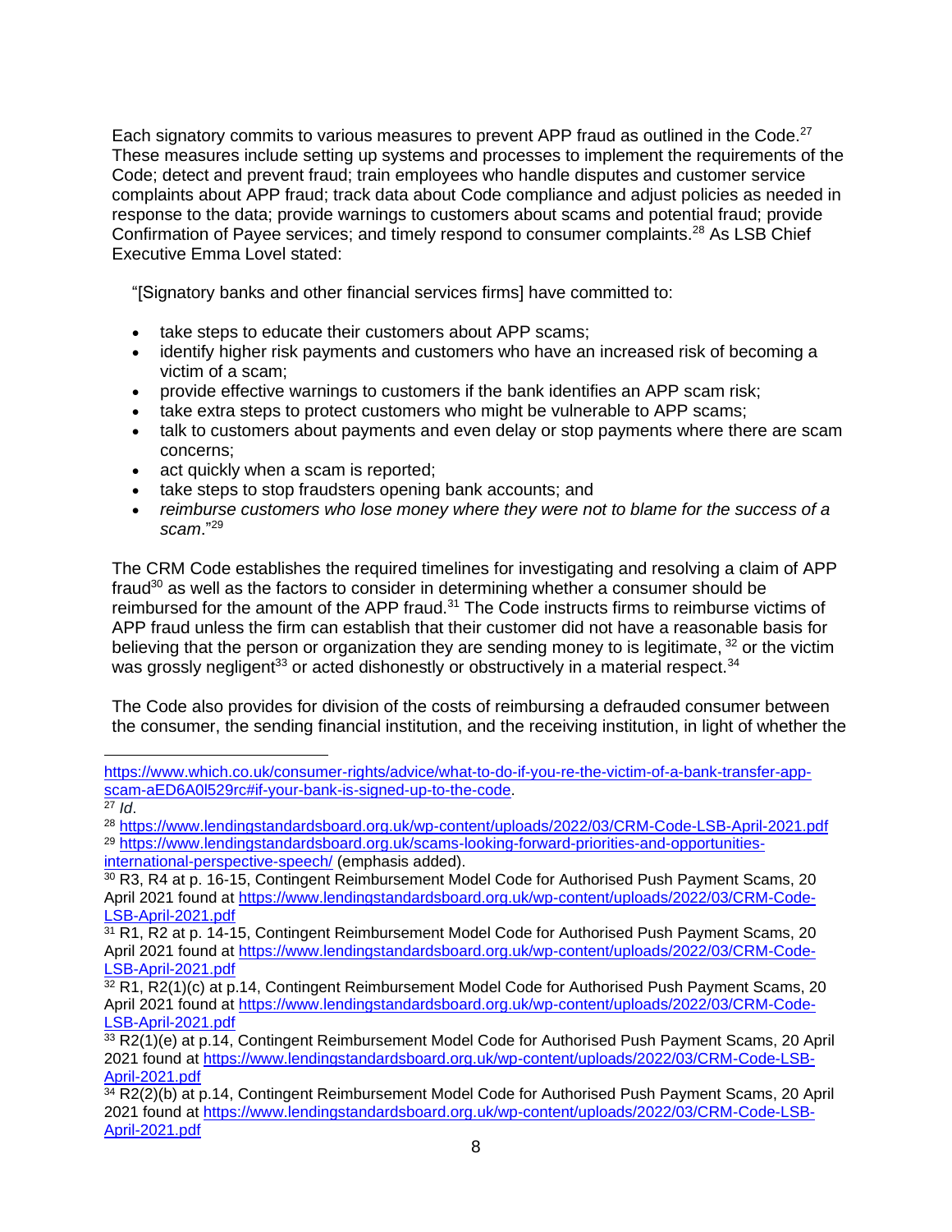Each signatory commits to various measures to prevent APP fraud as outlined in the Code.[27] These measures include setting up systems and processes to implement the requirements of the Code; detect and prevent fraud; train employees who handle disputes and customer service complaints about APP fraud; track data about Code compliance and adjust policies as needed in response to the data; provide warnings to customers about scams and potential fraud; provide Confirmation of Payee services; and timely respond to consumer complaints.[28] As LSB Chief Executive Emma Lovel stated:

> "[Signatory banks and other financial services firms] have committed to:
>
> - take steps to educate their customers about APP scams;
> - identify higher risk payments and customers who have an increased risk of becoming a victim of a scam;
> - provide effective warnings to customers if the bank identifies an APP scam risk;
> - take extra steps to protect customers who might be vulnerable to APP scams;
> - talk to customers about payments and even delay or stop payments where there are scam concerns;
> - act quickly when a scam is reported;
> - take steps to stop fraudsters opening bank accounts; and
> - *reimburse customers who lose money where they were not to blame for the success of a scam*."[29]

The CRM Code establishes the required timelines for investigating and resolving a claim of APP fraud[30] as well as the factors to consider in determining whether a consumer should be reimbursed for the amount of the APP fraud.[31] The Code instructs firms to reimburse victims of APP fraud unless the firm can establish that their customer did not have a reasonable basis for believing that the person or organization they are sending money to is legitimate,[32] or the victim was grossly negligent[33] or acted dishonestly or obstructively in a material respect.[34]

The Code also provides for division of the costs of reimbursing a defrauded consumer between the consumer, the sending financial institution, and the receiving institution, in light of whether the

---

https://www.which.co.uk/consumer-rights/advice/what-to-do-if-you-re-the-victim-of-a-bank-transfer-app-scam-aED6A0l529rc#if-your-bank-is-signed-up-to-the-code.

[27] *Id*.

[28] https://www.lendingstandardsboard.org.uk/wp-content/uploads/2022/03/CRM-Code-LSB-April-2021.pdf

[29] https://www.lendingstandardsboard.org.uk/scams-looking-forward-priorities-and-opportunities-international-perspective-speech/ (emphasis added).

[30] R3, R4 at p. 16-15, Contingent Reimbursement Model Code for Authorised Push Payment Scams, 20 April 2021 found at https://www.lendingstandardsboard.org.uk/wp-content/uploads/2022/03/CRM-Code-LSB-April-2021.pdf

[31] R1, R2 at p. 14-15, Contingent Reimbursement Model Code for Authorised Push Payment Scams, 20 April 2021 found at https://www.lendingstandardsboard.org.uk/wp-content/uploads/2022/03/CRM-Code-LSB-April-2021.pdf

[32] R1, R2(1)(c) at p.14, Contingent Reimbursement Model Code for Authorised Push Payment Scams, 20 April 2021 found at https://www.lendingstandardsboard.org.uk/wp-content/uploads/2022/03/CRM-Code-LSB-April-2021.pdf

[33] R2(1)(e) at p.14, Contingent Reimbursement Model Code for Authorised Push Payment Scams, 20 April 2021 found at https://www.lendingstandardsboard.org.uk/wp-content/uploads/2022/03/CRM-Code-LSB-April-2021.pdf

[34] R2(2)(b) at p.14, Contingent Reimbursement Model Code for Authorised Push Payment Scams, 20 April 2021 found at https://www.lendingstandardsboard.org.uk/wp-content/uploads/2022/03/CRM-Code-LSB-April-2021.pdf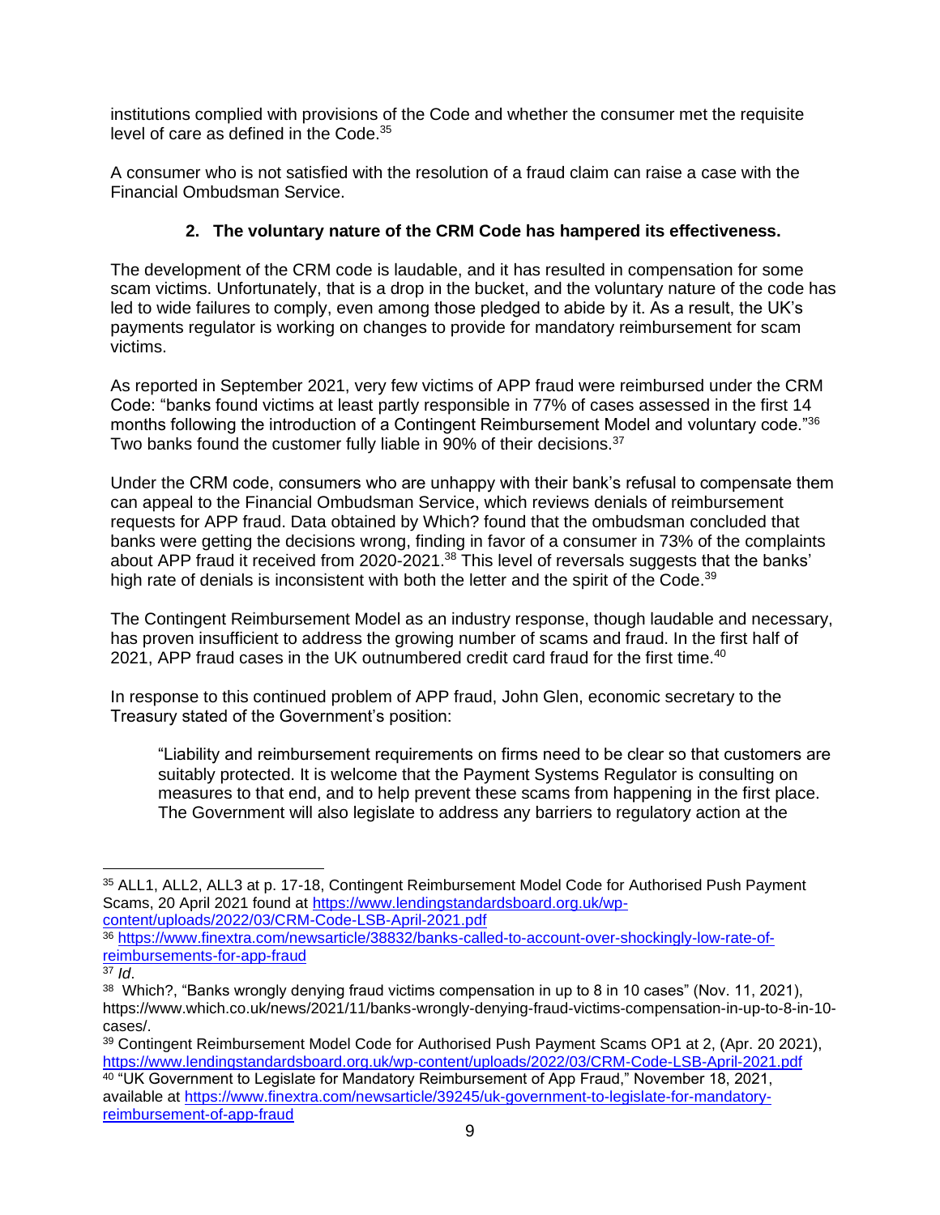institutions complied with provisions of the Code and whether the consumer met the requisite level of care as defined in the Code.[35]

A consumer who is not satisfied with the resolution of a fraud claim can raise a case with the Financial Ombudsman Service.

### 2. The voluntary nature of the CRM Code has hampered its effectiveness.

The development of the CRM code is laudable, and it has resulted in compensation for some scam victims. Unfortunately, that is a drop in the bucket, and the voluntary nature of the code has led to wide failures to comply, even among those pledged to abide by it. As a result, the UK's payments regulator is working on changes to provide for mandatory reimbursement for scam victims.

As reported in September 2021, very few victims of APP fraud were reimbursed under the CRM Code: "banks found victims at least partly responsible in 77% of cases assessed in the first 14 months following the introduction of a Contingent Reimbursement Model and voluntary code."[36] Two banks found the customer fully liable in 90% of their decisions.[37]

Under the CRM code, consumers who are unhappy with their bank's refusal to compensate them can appeal to the Financial Ombudsman Service, which reviews denials of reimbursement requests for APP fraud. Data obtained by Which? found that the ombudsman concluded that banks were getting the decisions wrong, finding in favor of a consumer in 73% of the complaints about APP fraud it received from 2020-2021.[38] This level of reversals suggests that the banks' high rate of denials is inconsistent with both the letter and the spirit of the Code.[39]

The Contingent Reimbursement Model as an industry response, though laudable and necessary, has proven insufficient to address the growing number of scams and fraud. In the first half of 2021, APP fraud cases in the UK outnumbered credit card fraud for the first time.[40]

In response to this continued problem of APP fraud, John Glen, economic secretary to the Treasury stated of the Government's position:

> "Liability and reimbursement requirements on firms need to be clear so that customers are suitably protected. It is welcome that the Payment Systems Regulator is consulting on measures to that end, and to help prevent these scams from happening in the first place. The Government will also legislate to address any barriers to regulatory action at the

---

[35] ALL1, ALL2, ALL3 at p. 17-18, Contingent Reimbursement Model Code for Authorised Push Payment Scams, 20 April 2021 found at https://www.lendingstandardsboard.org.uk/wp-content/uploads/2022/03/CRM-Code-LSB-April-2021.pdf

[36] https://www.finextra.com/newsarticle/38832/banks-called-to-account-over-shockingly-low-rate-of-reimbursements-for-app-fraud

[37] *Id*.

[38] Which?, "Banks wrongly denying fraud victims compensation in up to 8 in 10 cases" (Nov. 11, 2021), https://www.which.co.uk/news/2021/11/banks-wrongly-denying-fraud-victims-compensation-in-up-to-8-in-10-cases/.

[39] Contingent Reimbursement Model Code for Authorised Push Payment Scams OP1 at 2, (Apr. 20 2021), https://www.lendingstandardsboard.org.uk/wp-content/uploads/2022/03/CRM-Code-LSB-April-2021.pdf

[40] "UK Government to Legislate for Mandatory Reimbursement of App Fraud," November 18, 2021, available at https://www.finextra.com/newsarticle/39245/uk-government-to-legislate-for-mandatory-reimbursement-of-app-fraud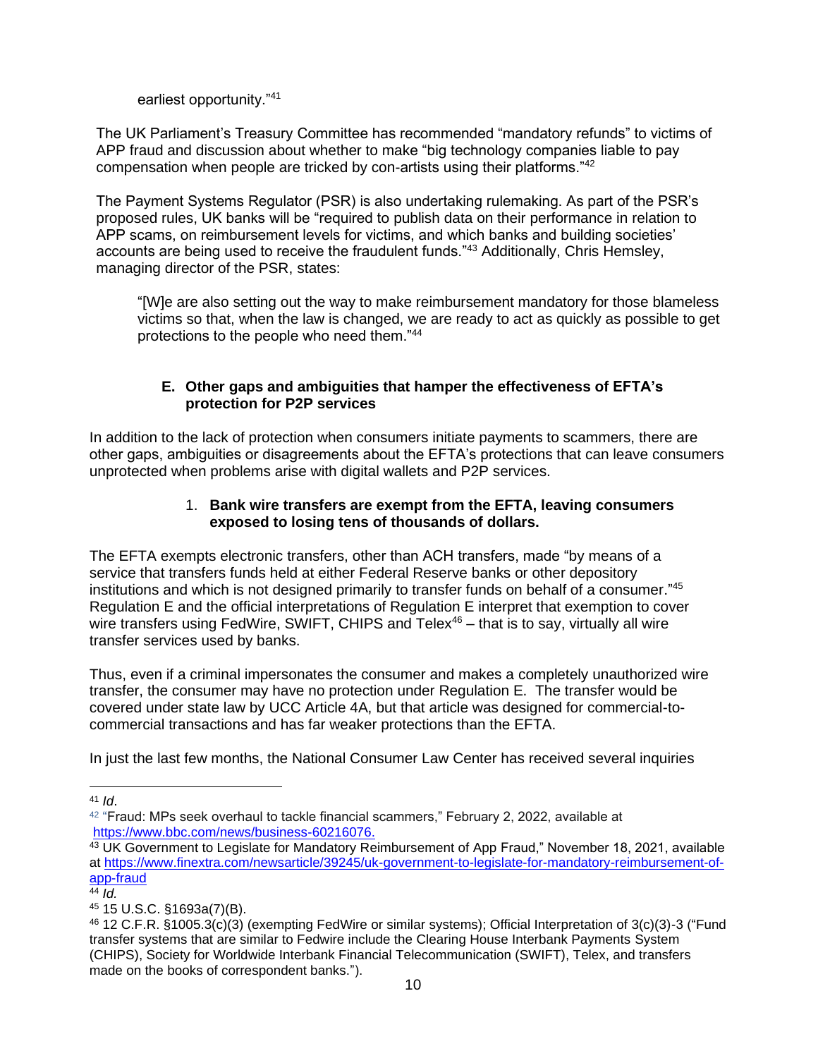earliest opportunity."[41]

The UK Parliament's Treasury Committee has recommended "mandatory refunds" to victims of APP fraud and discussion about whether to make "big technology companies liable to pay compensation when people are tricked by con-artists using their platforms."[42]

The Payment Systems Regulator (PSR) is also undertaking rulemaking. As part of the PSR's proposed rules, UK banks will be "required to publish data on their performance in relation to APP scams, on reimbursement levels for victims, and which banks and building societies' accounts are being used to receive the fraudulent funds."[43] Additionally, Chris Hemsley, managing director of the PSR, states:

> "[W]e are also setting out the way to make reimbursement mandatory for those blameless victims so that, when the law is changed, we are ready to act as quickly as possible to get protections to the people who need them."[44]

### E. Other gaps and ambiguities that hamper the effectiveness of EFTA's protection for P2P services

In addition to the lack of protection when consumers initiate payments to scammers, there are other gaps, ambiguities or disagreements about the EFTA's protections that can leave consumers unprotected when problems arise with digital wallets and P2P services.

#### 1. Bank wire transfers are exempt from the EFTA, leaving consumers exposed to losing tens of thousands of dollars.

The EFTA exempts electronic transfers, other than ACH transfers, made "by means of a service that transfers funds held at either Federal Reserve banks or other depository institutions and which is not designed primarily to transfer funds on behalf of a consumer."[45] Regulation E and the official interpretations of Regulation E interpret that exemption to cover wire transfers using FedWire, SWIFT, CHIPS and Telex[46] – that is to say, virtually all wire transfer services used by banks.

Thus, even if a criminal impersonates the consumer and makes a completely unauthorized wire transfer, the consumer may have no protection under Regulation E. The transfer would be covered under state law by UCC Article 4A, but that article was designed for commercial-to-commercial transactions and has far weaker protections than the EFTA.

In just the last few months, the National Consumer Law Center has received several inquiries

---

[41] *Id*.

[42] "Fraud: MPs seek overhaul to tackle financial scammers," February 2, 2022, available at https://www.bbc.com/news/business-60216076.

[43] UK Government to Legislate for Mandatory Reimbursement of App Fraud," November 18, 2021, available at https://www.finextra.com/newsarticle/39245/uk-government-to-legislate-for-mandatory-reimbursement-of-app-fraud

[44] *Id.*

[45] 15 U.S.C. §1693a(7)(B).

[46] 12 C.F.R. §1005.3(c)(3) (exempting FedWire or similar systems); Official Interpretation of 3(c)(3)-3 ("Fund transfer systems that are similar to Fedwire include the Clearing House Interbank Payments System (CHIPS), Society for Worldwide Interbank Financial Telecommunication (SWIFT), Telex, and transfers made on the books of correspondent banks.").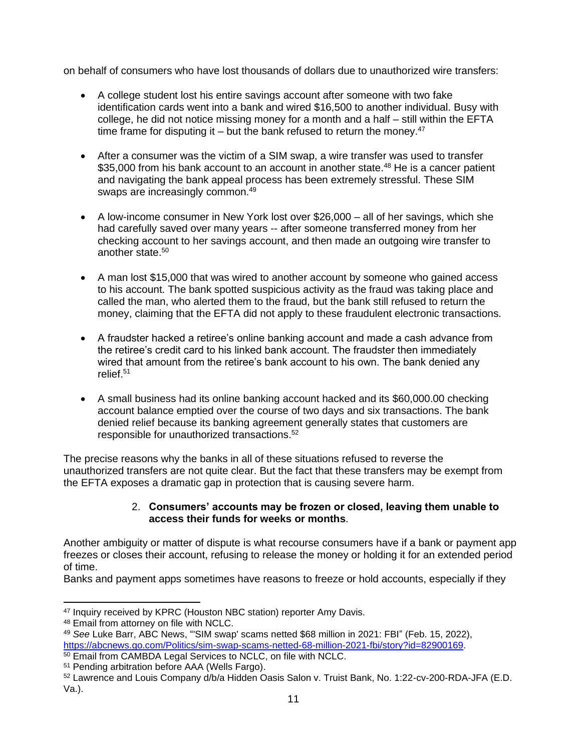on behalf of consumers who have lost thousands of dollars due to unauthorized wire transfers:

- A college student lost his entire savings account after someone with two fake identification cards went into a bank and wired $16,500 to another individual. Busy with college, he did not notice missing money for a month and a half – still within the EFTA time frame for disputing it – but the bank refused to return the money.[47]

- After a consumer was the victim of a SIM swap, a wire transfer was used to transfer $35,000 from his bank account to an account in another state.[48] He is a cancer patient and navigating the bank appeal process has been extremely stressful. These SIM swaps are increasingly common.[49]

- A low-income consumer in New York lost over $26,000 – all of her savings, which she had carefully saved over many years -- after someone transferred money from her checking account to her savings account, and then made an outgoing wire transfer to another state.[50]

- A man lost $15,000 that was wired to another account by someone who gained access to his account. The bank spotted suspicious activity as the fraud was taking place and called the man, who alerted them to the fraud, but the bank still refused to return the money, claiming that the EFTA did not apply to these fraudulent electronic transactions.

- A fraudster hacked a retiree's online banking account and made a cash advance from the retiree's credit card to his linked bank account. The fraudster then immediately wired that amount from the retiree's bank account to his own. The bank denied any relief.[51]

- A small business had its online banking account hacked and its $60,000.00 checking account balance emptied over the course of two days and six transactions. The bank denied relief because its banking agreement generally states that customers are responsible for unauthorized transactions.[52]

The precise reasons why the banks in all of these situations refused to reverse the unauthorized transfers are not quite clear. But the fact that these transfers may be exempt from the EFTA exposes a dramatic gap in protection that is causing severe harm.

### 2. Consumers' accounts may be frozen or closed, leaving them unable to access their funds for weeks or months.

Another ambiguity or matter of dispute is what recourse consumers have if a bank or payment app freezes or closes their account, refusing to release the money or holding it for an extended period of time.

Banks and payment apps sometimes have reasons to freeze or hold accounts, especially if they

---

[47] Inquiry received by KPRC (Houston NBC station) reporter Amy Davis.

[48] Email from attorney on file with NCLC.

[49] *See* Luke Barr, ABC News, "'SIM swap' scams netted $68 million in 2021: FBI" (Feb. 15, 2022), https://abcnews.go.com/Politics/sim-swap-scams-netted-68-million-2021-fbi/story?id=82900169.

[50] Email from CAMBDA Legal Services to NCLC, on file with NCLC.

[51] Pending arbitration before AAA (Wells Fargo).

[52] Lawrence and Louis Company d/b/a Hidden Oasis Salon v. Truist Bank, No. 1:22-cv-200-RDA-JFA (E.D. Va.).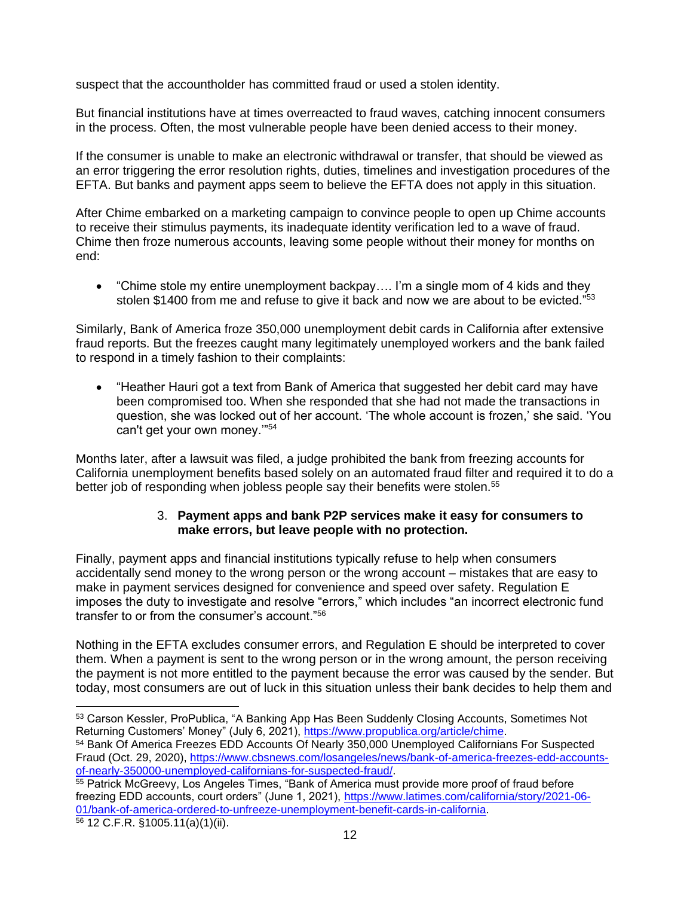suspect that the accountholder has committed fraud or used a stolen identity.

But financial institutions have at times overreacted to fraud waves, catching innocent consumers in the process. Often, the most vulnerable people have been denied access to their money.

If the consumer is unable to make an electronic withdrawal or transfer, that should be viewed as an error triggering the error resolution rights, duties, timelines and investigation procedures of the EFTA. But banks and payment apps seem to believe the EFTA does not apply in this situation.

After Chime embarked on a marketing campaign to convince people to open up Chime accounts to receive their stimulus payments, its inadequate identity verification led to a wave of fraud. Chime then froze numerous accounts, leaving some people without their money for months on end:

- "Chime stole my entire unemployment backpay…. I'm a single mom of 4 kids and they stolen $1400 from me and refuse to give it back and now we are about to be evicted."[53]

Similarly, Bank of America froze 350,000 unemployment debit cards in California after extensive fraud reports. But the freezes caught many legitimately unemployed workers and the bank failed to respond in a timely fashion to their complaints:

- "Heather Hauri got a text from Bank of America that suggested her debit card may have been compromised too. When she responded that she had not made the transactions in question, she was locked out of her account. 'The whole account is frozen,' she said. 'You can't get your own money.'"[54]

Months later, after a lawsuit was filed, a judge prohibited the bank from freezing accounts for California unemployment benefits based solely on an automated fraud filter and required it to do a better job of responding when jobless people say their benefits were stolen.[55]

### 3. Payment apps and bank P2P services make it easy for consumers to make errors, but leave people with no protection.

Finally, payment apps and financial institutions typically refuse to help when consumers accidentally send money to the wrong person or the wrong account – mistakes that are easy to make in payment services designed for convenience and speed over safety. Regulation E imposes the duty to investigate and resolve "errors," which includes "an incorrect electronic fund transfer to or from the consumer's account."[56]

Nothing in the EFTA excludes consumer errors, and Regulation E should be interpreted to cover them. When a payment is sent to the wrong person or in the wrong amount, the person receiving the payment is not more entitled to the payment because the error was caused by the sender. But today, most consumers are out of luck in this situation unless their bank decides to help them and

---

[53] Carson Kessler, ProPublica, "A Banking App Has Been Suddenly Closing Accounts, Sometimes Not Returning Customers' Money" (July 6, 2021), https://www.propublica.org/article/chime.

[54] Bank Of America Freezes EDD Accounts Of Nearly 350,000 Unemployed Californians For Suspected Fraud (Oct. 29, 2020), https://www.cbsnews.com/losangeles/news/bank-of-america-freezes-edd-accounts-of-nearly-350000-unemployed-californians-for-suspected-fraud/.

[55] Patrick McGreevy, Los Angeles Times, "Bank of America must provide more proof of fraud before freezing EDD accounts, court orders" (June 1, 2021), https://www.latimes.com/california/story/2021-06-01/bank-of-america-ordered-to-unfreeze-unemployment-benefit-cards-in-california.

[56] 12 C.F.R. §1005.11(a)(1)(ii).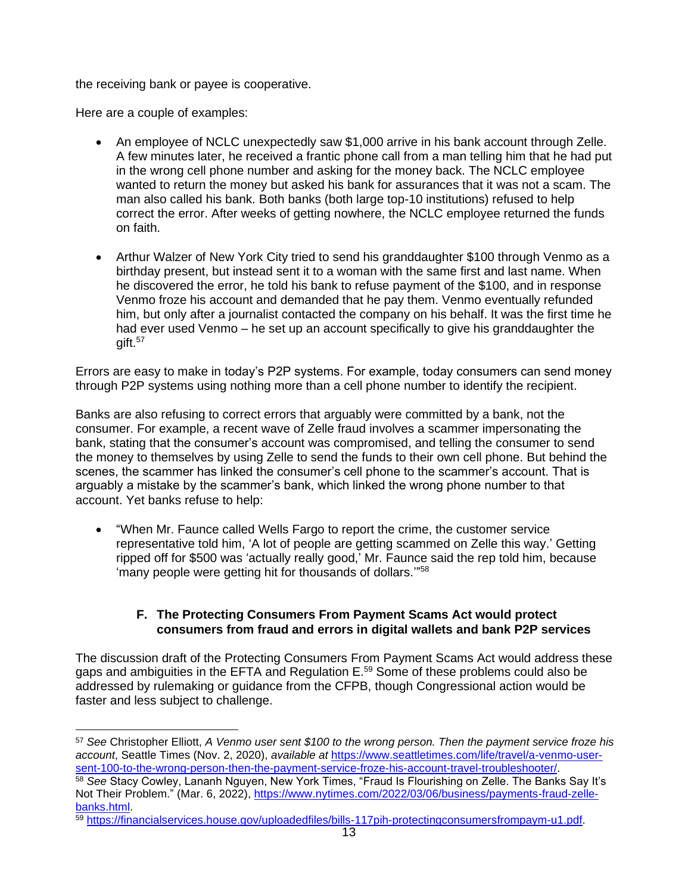the receiving bank or payee is cooperative.

Here are a couple of examples:

- An employee of NCLC unexpectedly saw $1,000 arrive in his bank account through Zelle. A few minutes later, he received a frantic phone call from a man telling him that he had put in the wrong cell phone number and asking for the money back. The NCLC employee wanted to return the money but asked his bank for assurances that it was not a scam. The man also called his bank. Both banks (both large top-10 institutions) refused to help correct the error. After weeks of getting nowhere, the NCLC employee returned the funds on faith.

- Arthur Walzer of New York City tried to send his granddaughter $100 through Venmo as a birthday present, but instead sent it to a woman with the same first and last name. When he discovered the error, he told his bank to refuse payment of the $100, and in response Venmo froze his account and demanded that he pay them. Venmo eventually refunded him, but only after a journalist contacted the company on his behalf. It was the first time he had ever used Venmo – he set up an account specifically to give his granddaughter the gift.[57]

Errors are easy to make in today's P2P systems. For example, today consumers can send money through P2P systems using nothing more than a cell phone number to identify the recipient.

Banks are also refusing to correct errors that arguably were committed by a bank, not the consumer. For example, a recent wave of Zelle fraud involves a scammer impersonating the bank, stating that the consumer's account was compromised, and telling the consumer to send the money to themselves by using Zelle to send the funds to their own cell phone. But behind the scenes, the scammer has linked the consumer's cell phone to the scammer's account. That is arguably a mistake by the scammer's bank, which linked the wrong phone number to that account. Yet banks refuse to help:

- "When Mr. Faunce called Wells Fargo to report the crime, the customer service representative told him, 'A lot of people are getting scammed on Zelle this way.' Getting ripped off for $500 was 'actually really good,' Mr. Faunce said the rep told him, because 'many people were getting hit for thousands of dollars.'"[58]

### F. The Protecting Consumers From Payment Scams Act would protect consumers from fraud and errors in digital wallets and bank P2P services

The discussion draft of the Protecting Consumers From Payment Scams Act would address these gaps and ambiguities in the EFTA and Regulation E.[59] Some of these problems could also be addressed by rulemaking or guidance from the CFPB, though Congressional action would be faster and less subject to challenge.

---

[57] *See* Christopher Elliott, *A Venmo user sent $100 to the wrong person. Then the payment service froze his account*, Seattle Times (Nov. 2, 2020), *available at* https://www.seattletimes.com/life/travel/a-venmo-user-sent-100-to-the-wrong-person-then-the-payment-service-froze-his-account-travel-troubleshooter/.

[58] *See* Stacy Cowley, Lananh Nguyen, New York Times, "Fraud Is Flourishing on Zelle. The Banks Say It's Not Their Problem." (Mar. 6, 2022), https://www.nytimes.com/2022/03/06/business/payments-fraud-zelle-banks.html.

[59] https://financialservices.house.gov/uploadedfiles/bills-117pih-protectingconsumersfrompaym-u1.pdf.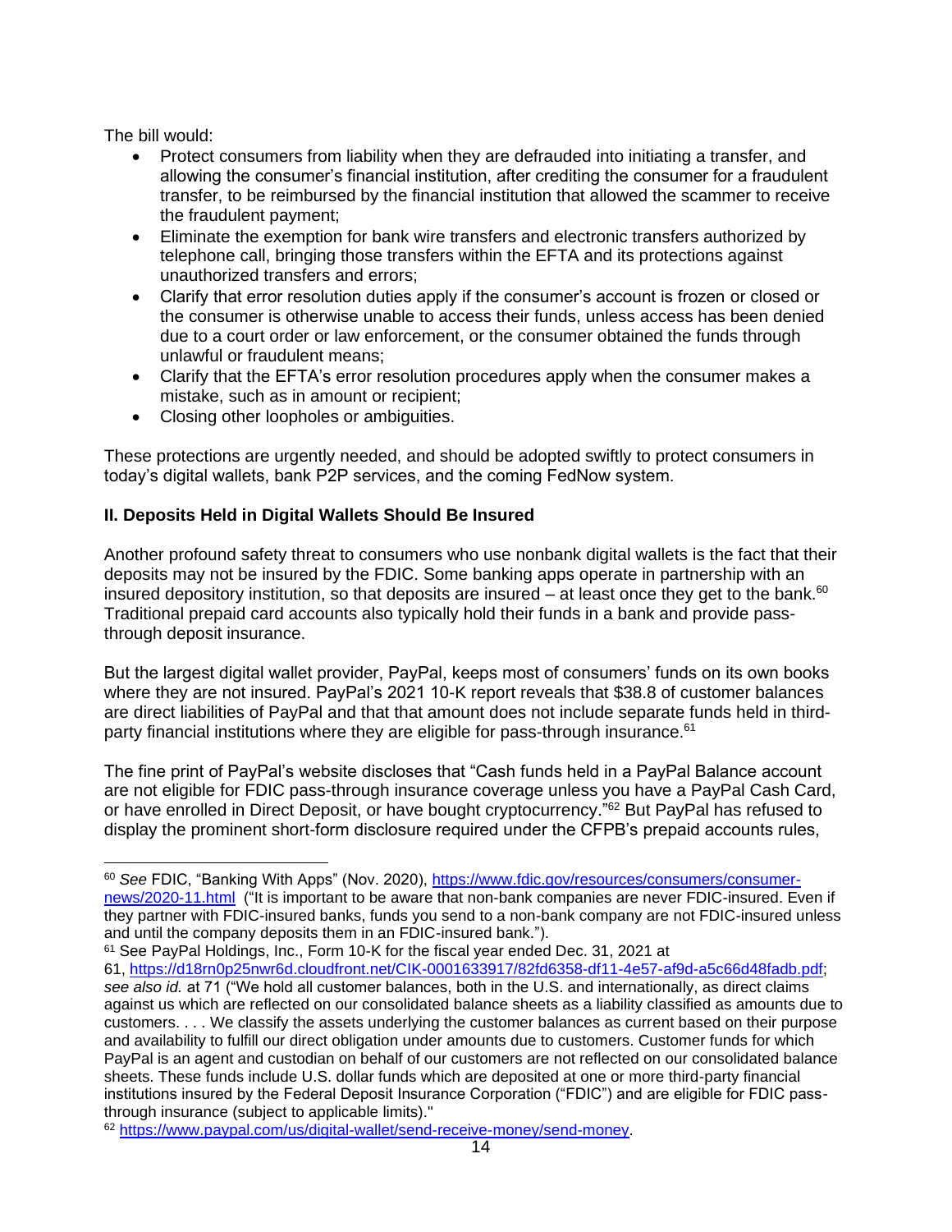The bill would:

- Protect consumers from liability when they are defrauded into initiating a transfer, and allowing the consumer's financial institution, after crediting the consumer for a fraudulent transfer, to be reimbursed by the financial institution that allowed the scammer to receive the fraudulent payment;
- Eliminate the exemption for bank wire transfers and electronic transfers authorized by telephone call, bringing those transfers within the EFTA and its protections against unauthorized transfers and errors;
- Clarify that error resolution duties apply if the consumer's account is frozen or closed or the consumer is otherwise unable to access their funds, unless access has been denied due to a court order or law enforcement, or the consumer obtained the funds through unlawful or fraudulent means;
- Clarify that the EFTA's error resolution procedures apply when the consumer makes a mistake, such as in amount or recipient;
- Closing other loopholes or ambiguities.

These protections are urgently needed, and should be adopted swiftly to protect consumers in today's digital wallets, bank P2P services, and the coming FedNow system.

### II. Deposits Held in Digital Wallets Should Be Insured

Another profound safety threat to consumers who use nonbank digital wallets is the fact that their deposits may not be insured by the FDIC. Some banking apps operate in partnership with an insured depository institution, so that deposits are insured – at least once they get to the bank.[60] Traditional prepaid card accounts also typically hold their funds in a bank and provide pass-through deposit insurance.

But the largest digital wallet provider, PayPal, keeps most of consumers' funds on its own books where they are not insured. PayPal's 2021 10-K report reveals that $38.8 of customer balances are direct liabilities of PayPal and that that amount does not include separate funds held in third-party financial institutions where they are eligible for pass-through insurance.[61]

The fine print of PayPal's website discloses that "Cash funds held in a PayPal Balance account are not eligible for FDIC pass-through insurance coverage unless you have a PayPal Cash Card, or have enrolled in Direct Deposit, or have bought cryptocurrency."[62] But PayPal has refused to display the prominent short-form disclosure required under the CFPB's prepaid accounts rules,

---

[60] *See* FDIC, "Banking With Apps" (Nov. 2020), https://www.fdic.gov/resources/consumers/consumer-news/2020-11.html ("It is important to be aware that non-bank companies are never FDIC-insured. Even if they partner with FDIC-insured banks, funds you send to a non-bank company are not FDIC-insured unless and until the company deposits them in an FDIC-insured bank.").

[61] See PayPal Holdings, Inc., Form 10-K for the fiscal year ended Dec. 31, 2021 at 61, https://d18rn0p25nwr6d.cloudfront.net/CIK-0001633917/82fd6358-df11-4e57-af9d-a5c66d48fadb.pdf; *see also id.* at 71 ("We hold all customer balances, both in the U.S. and internationally, as direct claims against us which are reflected on our consolidated balance sheets as a liability classified as amounts due to customers. . . . We classify the assets underlying the customer balances as current based on their purpose and availability to fulfill our direct obligation under amounts due to customers. Customer funds for which PayPal is an agent and custodian on behalf of our customers are not reflected on our consolidated balance sheets. These funds include U.S. dollar funds which are deposited at one or more third-party financial institutions insured by the Federal Deposit Insurance Corporation ("FDIC") and are eligible for FDIC pass-through insurance (subject to applicable limits)."

[62] https://www.paypal.com/us/digital-wallet/send-receive-money/send-money.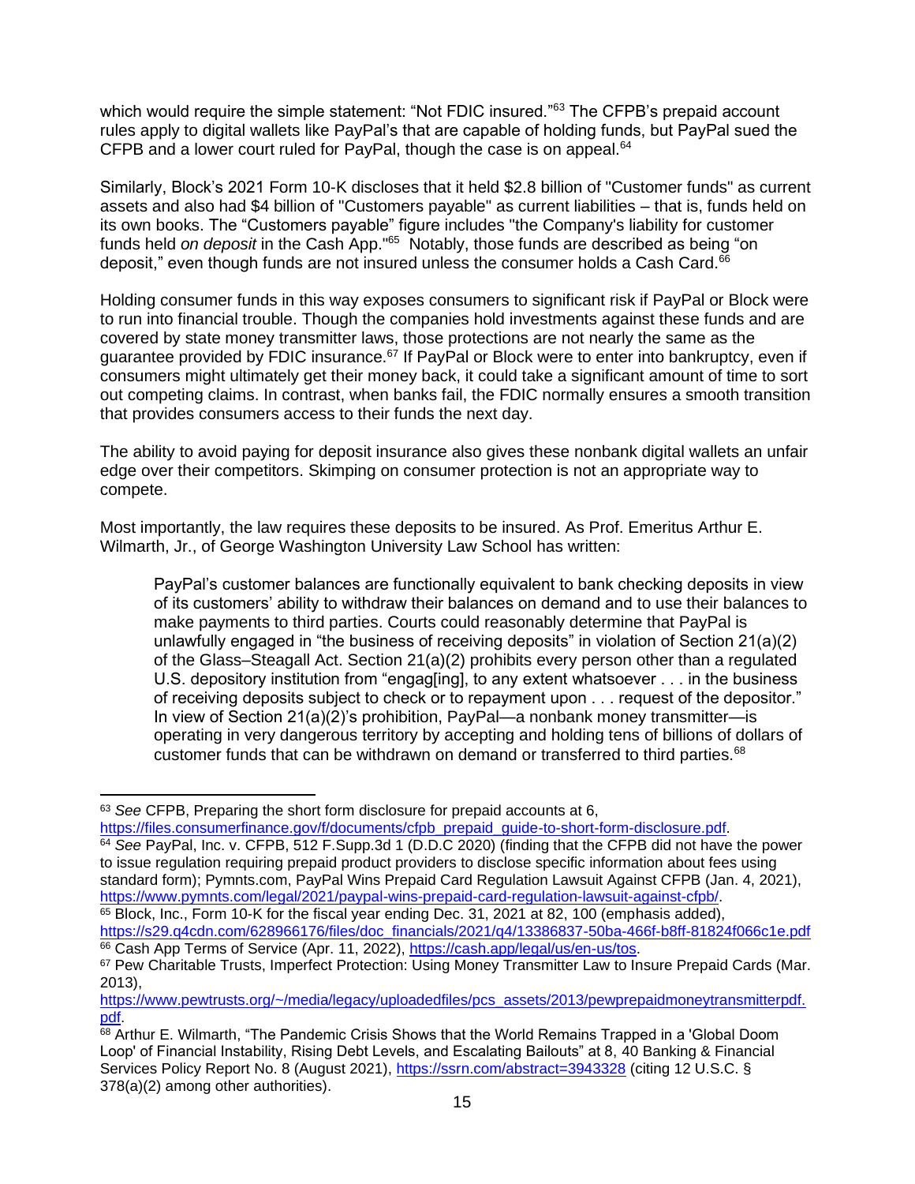which would require the simple statement: "Not FDIC insured."[63] The CFPB's prepaid account rules apply to digital wallets like PayPal's that are capable of holding funds, but PayPal sued the CFPB and a lower court ruled for PayPal, though the case is on appeal.[64]

Similarly, Block's 2021 Form 10-K discloses that it held $2.8 billion of "Customer funds" as current assets and also had $4 billion of "Customers payable" as current liabilities – that is, funds held on its own books. The "Customers payable" figure includes "the Company's liability for customer funds held *on deposit* in the Cash App."[65] Notably, those funds are described as being "on deposit," even though funds are not insured unless the consumer holds a Cash Card.[66]

Holding consumer funds in this way exposes consumers to significant risk if PayPal or Block were to run into financial trouble. Though the companies hold investments against these funds and are covered by state money transmitter laws, those protections are not nearly the same as the guarantee provided by FDIC insurance.[67] If PayPal or Block were to enter into bankruptcy, even if consumers might ultimately get their money back, it could take a significant amount of time to sort out competing claims. In contrast, when banks fail, the FDIC normally ensures a smooth transition that provides consumers access to their funds the next day.

The ability to avoid paying for deposit insurance also gives these nonbank digital wallets an unfair edge over their competitors. Skimping on consumer protection is not an appropriate way to compete.

Most importantly, the law requires these deposits to be insured. As Prof. Emeritus Arthur E. Wilmarth, Jr., of George Washington University Law School has written:

> PayPal's customer balances are functionally equivalent to bank checking deposits in view of its customers' ability to withdraw their balances on demand and to use their balances to make payments to third parties. Courts could reasonably determine that PayPal is unlawfully engaged in "the business of receiving deposits" in violation of Section 21(a)(2) of the Glass–Steagall Act. Section 21(a)(2) prohibits every person other than a regulated U.S. depository institution from "engag[ing], to any extent whatsoever . . . in the business of receiving deposits subject to check or to repayment upon . . . request of the depositor." In view of Section 21(a)(2)'s prohibition, PayPal—a nonbank money transmitter—is operating in very dangerous territory by accepting and holding tens of billions of dollars of customer funds that can be withdrawn on demand or transferred to third parties.[68]

---

[63] *See* CFPB, Preparing the short form disclosure for prepaid accounts at 6, https://files.consumerfinance.gov/f/documents/cfpb_prepaid_guide-to-short-form-disclosure.pdf.

[64] *See* PayPal, Inc. v. CFPB, 512 F.Supp.3d 1 (D.D.C 2020) (finding that the CFPB did not have the power to issue regulation requiring prepaid product providers to disclose specific information about fees using standard form); Pymnts.com, PayPal Wins Prepaid Card Regulation Lawsuit Against CFPB (Jan. 4, 2021), https://www.pymnts.com/legal/2021/paypal-wins-prepaid-card-regulation-lawsuit-against-cfpb/.

[65] Block, Inc., Form 10-K for the fiscal year ending Dec. 31, 2021 at 82, 100 (emphasis added), https://s29.q4cdn.com/628966176/files/doc_financials/2021/q4/13386837-50ba-466f-b8ff-81824f066c1e.pdf

[66] Cash App Terms of Service (Apr. 11, 2022), https://cash.app/legal/us/en-us/tos.

[67] Pew Charitable Trusts, Imperfect Protection: Using Money Transmitter Law to Insure Prepaid Cards (Mar. 2013), https://www.pewtrusts.org/~/media/legacy/uploadedfiles/pcs_assets/2013/pewprepaidmoneytransmitterpdf.pdf.

[68] Arthur E. Wilmarth, "The Pandemic Crisis Shows that the World Remains Trapped in a 'Global Doom Loop' of Financial Instability, Rising Debt Levels, and Escalating Bailouts" at 8, 40 Banking & Financial Services Policy Report No. 8 (August 2021), https://ssrn.com/abstract=3943328 (citing 12 U.S.C. § 378(a)(2) among other authorities).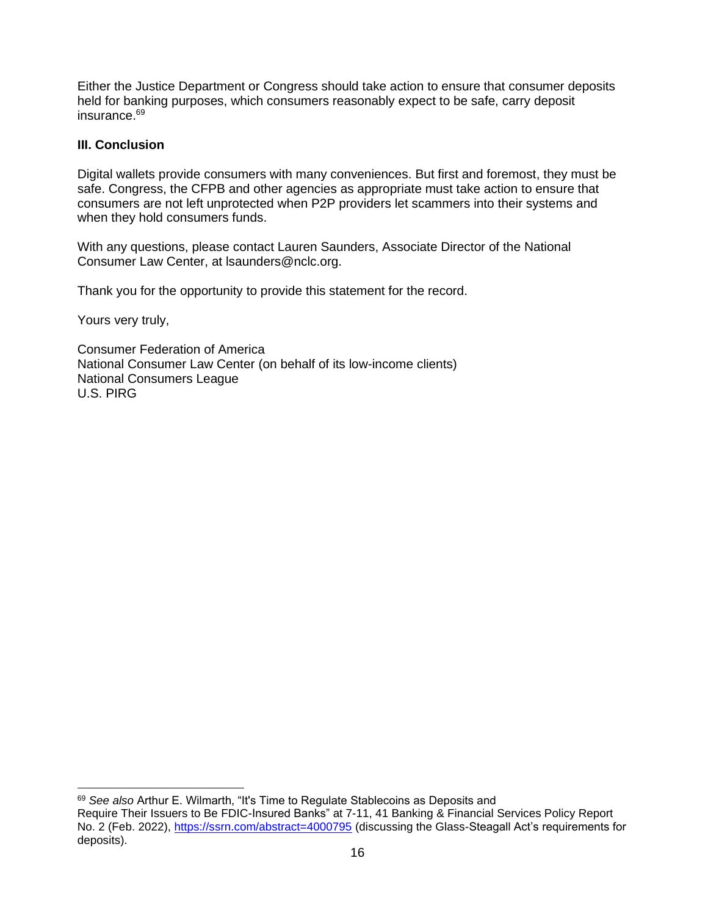Either the Justice Department or Congress should take action to ensure that consumer deposits held for banking purposes, which consumers reasonably expect to be safe, carry deposit insurance.[69]

**III. Conclusion**

Digital wallets provide consumers with many conveniences. But first and foremost, they must be safe. Congress, the CFPB and other agencies as appropriate must take action to ensure that consumers are not left unprotected when P2P providers let scammers into their systems and when they hold consumers funds.

With any questions, please contact Lauren Saunders, Associate Director of the National Consumer Law Center, at lsaunders@nclc.org.

Thank you for the opportunity to provide this statement for the record.

Yours very truly,

Consumer Federation of America
National Consumer Law Center (on behalf of its low-income clients)
National Consumers League
U.S. PIRG

---

[69] *See also* Arthur E. Wilmarth, "It's Time to Regulate Stablecoins as Deposits and Require Their Issuers to Be FDIC-Insured Banks" at 7-11, 41 Banking & Financial Services Policy Report No. 2 (Feb. 2022), https://ssrn.com/abstract=4000795 (discussing the Glass-Steagall Act's requirements for deposits).